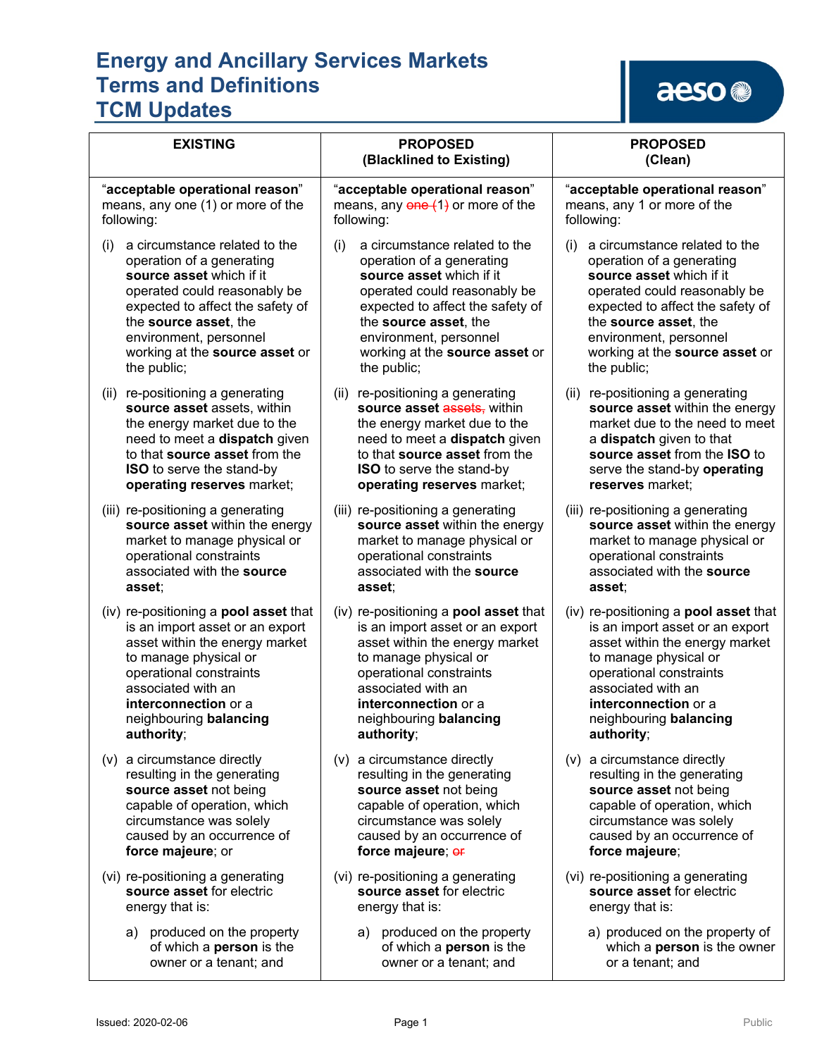# Energy and Ancillary Services Markets Terms and Definitions TCM Updates

| EXISTING | PROPOSED (Blacklined to Existing) | PROPOSED (Clean) |
|---|---|---|
| "**acceptable operational reason**" means, any one (1) or more of the following: | "**acceptable operational reason**" means, any ~~one (~~1~~)~~ or more of the following: | "**acceptable operational reason**" means, any 1 or more of the following: |
| (i) a circumstance related to the operation of a generating **source asset** which if it operated could reasonably be expected to affect the safety of the **source asset**, the environment, personnel working at the **source asset** or the public; | (i) a circumstance related to the operation of a generating **source asset** which if it operated could reasonably be expected to affect the safety of the **source asset**, the environment, personnel working at the **source asset** or the public; | (i) a circumstance related to the operation of a generating **source asset** which if it operated could reasonably be expected to affect the safety of the **source asset**, the environment, personnel working at the **source asset** or the public; |
| (ii) re-positioning a generating **source asset** assets, within the energy market due to the need to meet a **dispatch** given to that **source asset** from the **ISO** to serve the stand-by **operating reserves** market; | (ii) re-positioning a generating **source asset** ~~assets,~~ within the energy market due to the need to meet a **dispatch** given to that **source asset** from the **ISO** to serve the stand-by **operating reserves** market; | (ii) re-positioning a generating **source asset** within the energy market due to the need to meet a **dispatch** given to that **source asset** from the **ISO** to serve the stand-by **operating reserves** market; |
| (iii) re-positioning a generating **source asset** within the energy market to manage physical or operational constraints associated with the **source asset**; | (iii) re-positioning a generating **source asset** within the energy market to manage physical or operational constraints associated with the **source asset**; | (iii) re-positioning a generating **source asset** within the energy market to manage physical or operational constraints associated with the **source asset**; |
| (iv) re-positioning a **pool asset** that is an import asset or an export asset within the energy market to manage physical or operational constraints associated with an **interconnection** or a neighbouring **balancing authority**; | (iv) re-positioning a **pool asset** that is an import asset or an export asset within the energy market to manage physical or operational constraints associated with an **interconnection** or a neighbouring **balancing authority**; | (iv) re-positioning a **pool asset** that is an import asset or an export asset within the energy market to manage physical or operational constraints associated with an **interconnection** or a neighbouring **balancing authority**; |
| (v) a circumstance directly resulting in the generating **source asset** not being capable of operation, which circumstance was solely caused by an occurrence of **force majeure**; or | (v) a circumstance directly resulting in the generating **source asset** not being capable of operation, which circumstance was solely caused by an occurrence of **force majeure**; ~~or~~ | (v) a circumstance directly resulting in the generating **source asset** not being capable of operation, which circumstance was solely caused by an occurrence of **force majeure**; |
| (vi) re-positioning a generating **source asset** for electric energy that is: | (vi) re-positioning a generating **source asset** for electric energy that is: | (vi) re-positioning a generating **source asset** for electric energy that is: |
| a) produced on the property of which a **person** is the owner or a tenant; and | a) produced on the property of which a **person** is the owner or a tenant; and | a) produced on the property of which a **person** is the owner or a tenant; and |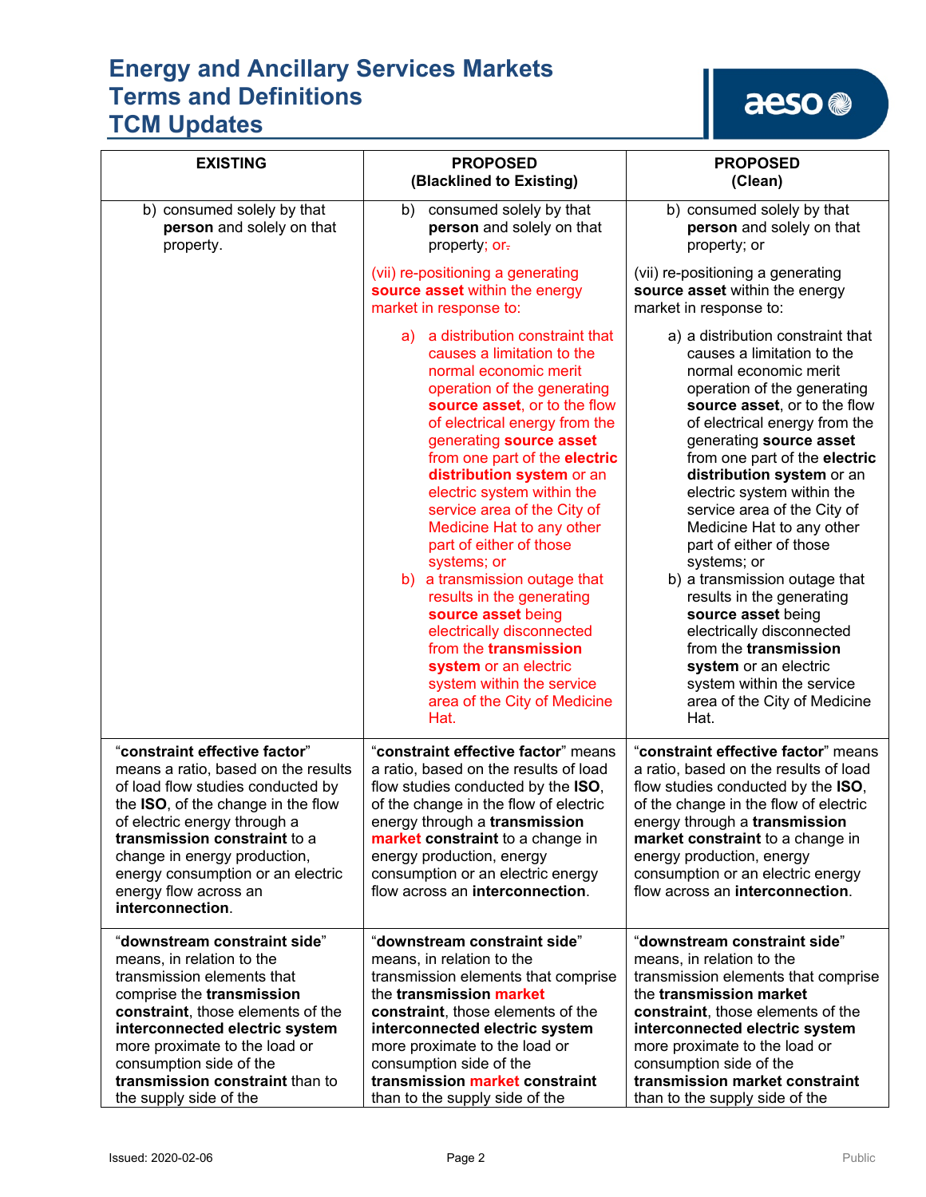# Energy and Ancillary Services Markets Terms and Definitions TCM Updates

| EXISTING | PROPOSED (Blacklined to Existing) | PROPOSED (Clean) |
|---|---|---|
| b) consumed solely by that **person** and solely on that property. | b) consumed solely by that **person** and solely on that property; or. <br><br> (vii) re-positioning a generating **source asset** within the energy market in response to: <br><br> a) a distribution constraint that causes a limitation to the normal economic merit operation of the generating **source asset**, or to the flow of electrical energy from the generating **source asset** from one part of the **electric distribution system** or an electric system within the service area of the City of Medicine Hat to any other part of either of those systems; or <br> b) a transmission outage that results in the generating **source asset** being electrically disconnected from the **transmission system** or an electric system within the service area of the City of Medicine Hat. | b) consumed solely by that **person** and solely on that property; or <br><br> (vii) re-positioning a generating **source asset** within the energy market in response to: <br><br> a) a distribution constraint that causes a limitation to the normal economic merit operation of the generating **source asset**, or to the flow of electrical energy from the generating **source asset** from one part of the **electric distribution system** or an electric system within the service area of the City of Medicine Hat to any other part of either of those systems; or <br> b) a transmission outage that results in the generating **source asset** being electrically disconnected from the **transmission system** or an electric system within the service area of the City of Medicine Hat. |
| "**constraint effective factor**" means a ratio, based on the results of load flow studies conducted by the **ISO**, of the change in the flow of electric energy through a **transmission constraint** to a change in energy production, energy consumption or an electric energy flow across an **interconnection**. | "**constraint effective factor**" means a ratio, based on the results of load flow studies conducted by the **ISO**, of the change in the flow of electric energy through a **transmission market constraint** to a change in energy production, energy consumption or an electric energy flow across an **interconnection**. | "**constraint effective factor**" means a ratio, based on the results of load flow studies conducted by the **ISO**, of the change in the flow of electric energy through a **transmission market constraint** to a change in energy production, energy consumption or an electric energy flow across an **interconnection**. |
| "**downstream constraint side**" means, in relation to the transmission elements that comprise the **transmission constraint**, those elements of the **interconnected electric system** more proximate to the load or consumption side of the **transmission constraint** than to the supply side of the | "**downstream constraint side**" means, in relation to the transmission elements that comprise the **transmission market constraint**, those elements of the **interconnected electric system** more proximate to the load or consumption side of the **transmission market constraint** than to the supply side of the | "**downstream constraint side**" means, in relation to the transmission elements that comprise the **transmission market constraint**, those elements of the **interconnected electric system** more proximate to the load or consumption side of the **transmission market constraint** than to the supply side of the |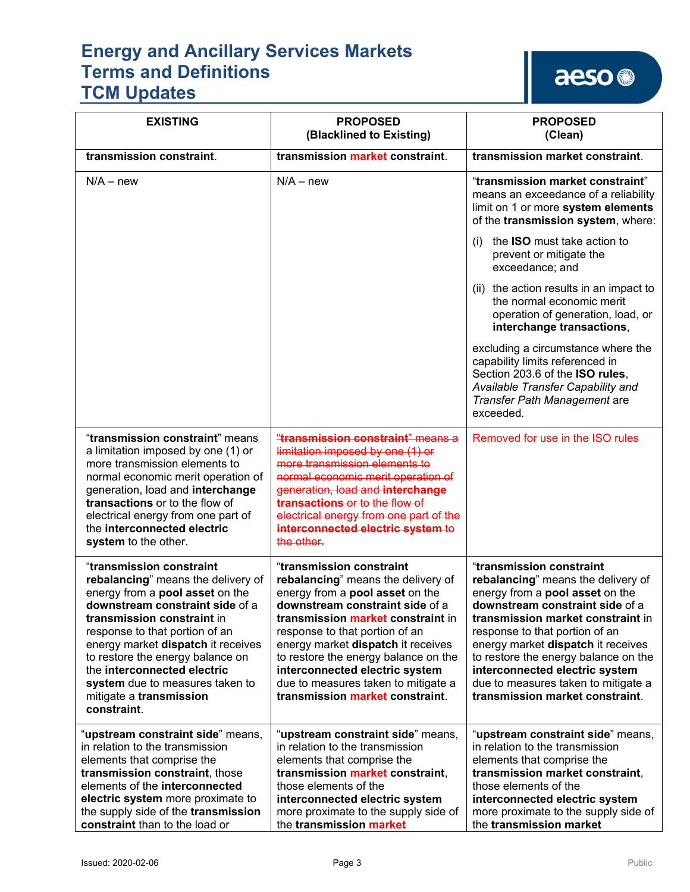# Energy and Ancillary Services Markets Terms and Definitions TCM Updates

| EXISTING | PROPOSED (Blacklined to Existing) | PROPOSED (Clean) |
|---|---|---|
| **transmission constraint**. | **transmission market constraint**. | **transmission market constraint**. |
| N/A – new | N/A – new | "**transmission market constraint**" means an exceedance of a reliability limit on 1 or more **system elements** of the **transmission system**, where: (i) the **ISO** must take action to prevent or mitigate the exceedance; and (ii) the action results in an impact to the normal economic merit operation of generation, load, or **interchange transactions**, excluding a circumstance where the capability limits referenced in Section 203.6 of the **ISO rules**, *Available Transfer Capability and Transfer Path Management* are exceeded. |
| "**transmission constraint**" means a limitation imposed by one (1) or more transmission elements to normal economic merit operation of generation, load and **interchange transactions** or to the flow of electrical energy from one part of the **interconnected electric system** to the other. | ~~"**transmission constraint**" means a limitation imposed by one (1) or more transmission elements to normal economic merit operation of generation, load and **interchange transactions** or to the flow of electrical energy from one part of the **interconnected electric system** to the other.~~ | Removed for use in the ISO rules |
| "**transmission constraint rebalancing**" means the delivery of energy from a **pool asset** on the **downstream constraint side** of a **transmission constraint** in response to that portion of an energy market **dispatch** it receives to restore the energy balance on the **interconnected electric system** due to measures taken to mitigate a **transmission constraint**. | "**transmission constraint rebalancing**" means the delivery of energy from a **pool asset** on the **downstream constraint side** of a **transmission market constraint** in response to that portion of an energy market **dispatch** it receives to restore the energy balance on the **interconnected electric system** due to measures taken to mitigate a **transmission market constraint**. | "**transmission constraint rebalancing**" means the delivery of energy from a **pool asset** on the **downstream constraint side** of a **transmission market constraint** in response to that portion of an energy market **dispatch** it receives to restore the energy balance on the **interconnected electric system** due to measures taken to mitigate a **transmission market constraint**. |
| "**upstream constraint side**" means, in relation to the transmission elements that comprise the **transmission constraint**, those elements of the **interconnected electric system** more proximate to the supply side of the **transmission constraint** than to the load or | "**upstream constraint side**" means, in relation to the transmission elements that comprise the **transmission market constraint**, those elements of the **interconnected electric system** more proximate to the supply side of the **transmission market** | "**upstream constraint side**" means, in relation to the transmission elements that comprise the **transmission market constraint**, those elements of the **interconnected electric system** more proximate to the supply side of the **transmission market** |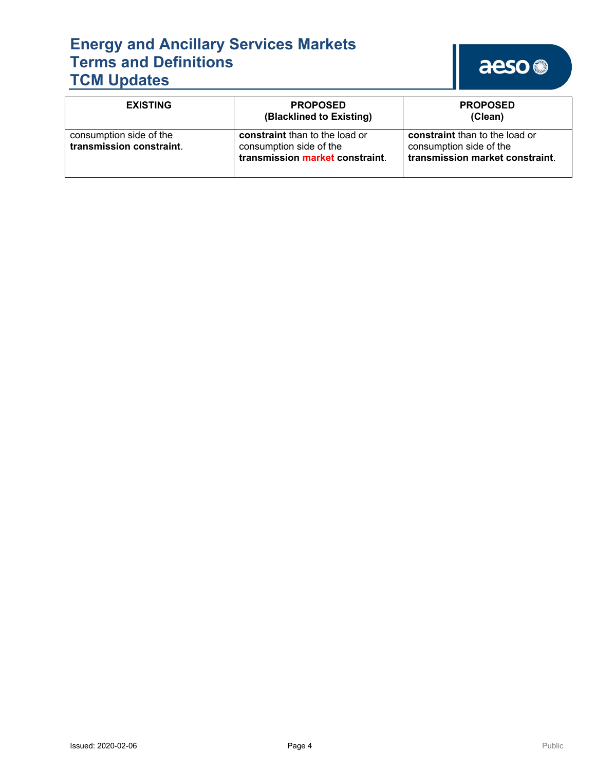| EXISTING | PROPOSED (Blacklined to Existing) | PROPOSED (Clean) |
|---|---|---|
| consumption side of the **transmission constraint**. | **constraint** than to the load or consumption side of the **transmission market constraint**. | **constraint** than to the load or consumption side of the **transmission market constraint**. |